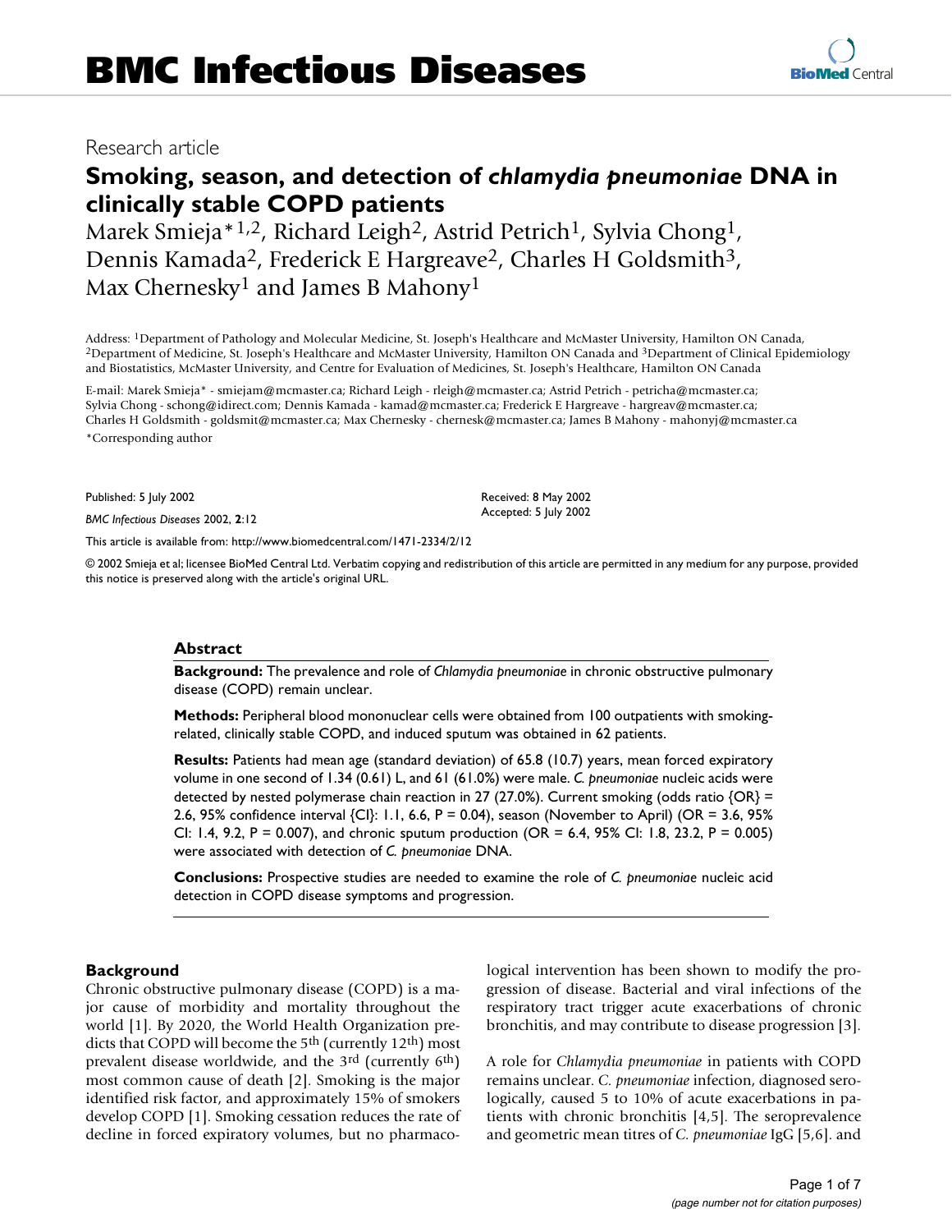# Research article

# Smoking, season, and detection of *chlamydia pneumoniae* DNA in clinically stable COPD patients

Marek Smieja*[1,2], Richard Leigh[2], Astrid Petrich[1], Sylvia Chong[1], Dennis Kamada[2], Frederick E Hargreave[2], Charles H Goldsmith[3], Max Chernesky[1] and James B Mahony[1]

Address: [1]Department of Pathology and Molecular Medicine, St. Joseph's Healthcare and McMaster University, Hamilton ON Canada, [2]Department of Medicine, St. Joseph's Healthcare and McMaster University, Hamilton ON Canada and [3]Department of Clinical Epidemiology and Biostatistics, McMaster University, and Centre for Evaluation of Medicines, St. Joseph's Healthcare, Hamilton ON Canada

E-mail: Marek Smieja* - smiejam@mcmaster.ca; Richard Leigh - rleigh@mcmaster.ca; Astrid Petrich - petricha@mcmaster.ca; Sylvia Chong - schong@idirect.com; Dennis Kamada - kamad@mcmaster.ca; Frederick E Hargreave - hargreav@mcmaster.ca; Charles H Goldsmith - goldsmit@mcmaster.ca; Max Chernesky - chernesk@mcmaster.ca; James B Mahony - mahonyj@mcmaster.ca

*Corresponding author

Published: 5 July 2002

*BMC Infectious Diseases* 2002, **2**:12

Received: 8 May 2002
Accepted: 5 July 2002

This article is available from: http://www.biomedcentral.com/1471-2334/2/12

© 2002 Smieja et al; licensee BioMed Central Ltd. Verbatim copying and redistribution of this article are permitted in any medium for any purpose, provided this notice is preserved along with the article's original URL.

## Abstract

**Background:** The prevalence and role of *Chlamydia pneumoniae* in chronic obstructive pulmonary disease (COPD) remain unclear.

**Methods:** Peripheral blood mononuclear cells were obtained from 100 outpatients with smoking-related, clinically stable COPD, and induced sputum was obtained in 62 patients.

**Results:** Patients had mean age (standard deviation) of 65.8 (10.7) years, mean forced expiratory volume in one second of 1.34 (0.61) L, and 61 (61.0%) were male. *C. pneumoniae* nucleic acids were detected by nested polymerase chain reaction in 27 (27.0%). Current smoking (odds ratio {OR} = 2.6, 95% confidence interval {CI}: 1.1, 6.6, P = 0.04), season (November to April) (OR = 3.6, 95% CI: 1.4, 9.2, P = 0.007), and chronic sputum production (OR = 6.4, 95% CI: 1.8, 23.2, P = 0.005) were associated with detection of *C. pneumoniae* DNA.

**Conclusions:** Prospective studies are needed to examine the role of *C. pneumoniae* nucleic acid detection in COPD disease symptoms and progression.

## Background

Chronic obstructive pulmonary disease (COPD) is a major cause of morbidity and mortality throughout the world [1]. By 2020, the World Health Organization predicts that COPD will become the 5th (currently 12th) most prevalent disease worldwide, and the 3rd (currently 6th) most common cause of death [2]. Smoking is the major identified risk factor, and approximately 15% of smokers develop COPD [1]. Smoking cessation reduces the rate of decline in forced expiratory volumes, but no pharmacological intervention has been shown to modify the progression of disease. Bacterial and viral infections of the respiratory tract trigger acute exacerbations of chronic bronchitis, and may contribute to disease progression [3].

A role for *Chlamydia pneumoniae* in patients with COPD remains unclear. *C. pneumoniae* infection, diagnosed serologically, caused 5 to 10% of acute exacerbations in patients with chronic bronchitis [4,5]. The seroprevalence and geometric mean titres of *C. pneumoniae* IgG [5,6]. and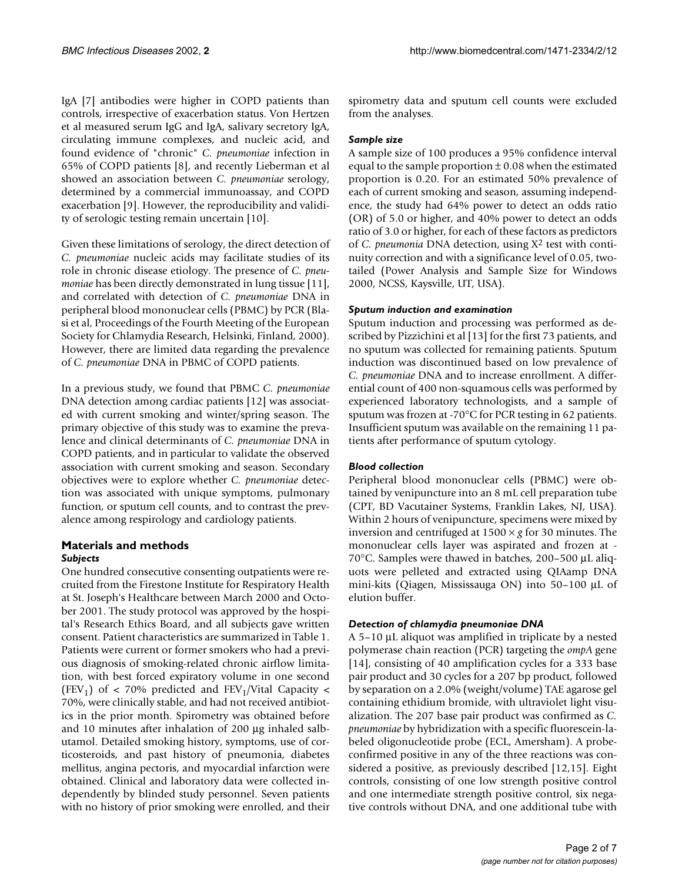IgA [7] antibodies were higher in COPD patients than controls, irrespective of exacerbation status. Von Hertzen et al measured serum IgG and IgA, salivary secretory IgA, circulating immune complexes, and nucleic acid, and found evidence of "chronic" *C. pneumoniae* infection in 65% of COPD patients [8], and recently Lieberman et al showed an association between *C. pneumoniae* serology, determined by a commercial immunoassay, and COPD exacerbation [9]. However, the reproducibility and validity of serologic testing remain uncertain [10].

Given these limitations of serology, the direct detection of *C. pneumoniae* nucleic acids may facilitate studies of its role in chronic disease etiology. The presence of *C. pneumoniae* has been directly demonstrated in lung tissue [11], and correlated with detection of *C. pneumoniae* DNA in peripheral blood mononuclear cells (PBMC) by PCR (Blasi et al, Proceedings of the Fourth Meeting of the European Society for Chlamydia Research, Helsinki, Finland, 2000). However, there are limited data regarding the prevalence of *C. pneumoniae* DNA in PBMC of COPD patients.

In a previous study, we found that PBMC *C. pneumoniae* DNA detection among cardiac patients [12] was associated with current smoking and winter/spring season. The primary objective of this study was to examine the prevalence and clinical determinants of *C. pneumoniae* DNA in COPD patients, and in particular to validate the observed association with current smoking and season. Secondary objectives were to explore whether *C. pneumoniae* detection was associated with unique symptoms, pulmonary function, or sputum cell counts, and to contrast the prevalence among respirology and cardiology patients.

## Materials and methods

### Subjects

One hundred consecutive consenting outpatients were recruited from the Firestone Institute for Respiratory Health at St. Joseph's Healthcare between March 2000 and October 2001. The study protocol was approved by the hospital's Research Ethics Board, and all subjects gave written consent. Patient characteristics are summarized in Table 1. Patients were current or former smokers who had a previous diagnosis of smoking-related chronic airflow limitation, with best forced expiratory volume in one second ($FEV_1$) of < 70% predicted and $FEV_1$/Vital Capacity < 70%, were clinically stable, and had not received antibiotics in the prior month. Spirometry was obtained before and 10 minutes after inhalation of 200 µg inhaled salbutamol. Detailed smoking history, symptoms, use of corticosteroids, and past history of pneumonia, diabetes mellitus, angina pectoris, and myocardial infarction were obtained. Clinical and laboratory data were collected independently by blinded study personnel. Seven patients with no history of prior smoking were enrolled, and their spirometry data and sputum cell counts were excluded from the analyses.

### Sample size

A sample size of 100 produces a 95% confidence interval equal to the sample proportion ± 0.08 when the estimated proportion is 0.20. For an estimated 50% prevalence of each of current smoking and season, assuming independence, the study had 64% power to detect an odds ratio (OR) of 5.0 or higher, and 40% power to detect an odds ratio of 3.0 or higher, for each of these factors as predictors of *C. pneumonia* DNA detection, using $X^2$ test with continuity correction and with a significance level of 0.05, two-tailed (Power Analysis and Sample Size for Windows 2000, NCSS, Kaysville, UT, USA).

### Sputum induction and examination

Sputum induction and processing was performed as described by Pizzichini et al [13] for the first 73 patients, and no sputum was collected for remaining patients. Sputum induction was discontinued based on low prevalence of *C. pneumoniae* DNA and to increase enrollment. A differential count of 400 non-squamous cells was performed by experienced laboratory technologists, and a sample of sputum was frozen at -70°C for PCR testing in 62 patients. Insufficient sputum was available on the remaining 11 patients after performance of sputum cytology.

### Blood collection

Peripheral blood mononuclear cells (PBMC) were obtained by venipuncture into an 8 mL cell preparation tube (CPT, BD Vacutainer Systems, Franklin Lakes, NJ, USA). Within 2 hours of venipuncture, specimens were mixed by inversion and centrifuged at 1500 × *g* for 30 minutes. The mononuclear cells layer was aspirated and frozen at -70°C. Samples were thawed in batches, 200–500 µL aliquots were pelleted and extracted using QIAamp DNA mini-kits (Qiagen, Mississauga ON) into 50–100 µL of elution buffer.

### Detection of chlamydia pneumoniae DNA

A 5–10 µL aliquot was amplified in triplicate by a nested polymerase chain reaction (PCR) targeting the *ompA* gene [14], consisting of 40 amplification cycles for a 333 base pair product and 30 cycles for a 207 bp product, followed by separation on a 2.0% (weight/volume) TAE agarose gel containing ethidium bromide, with ultraviolet light visualization. The 207 base pair product was confirmed as *C. pneumoniae* by hybridization with a specific fluorescein-labeled oligonucleotide probe (ECL, Amersham). A probe-confirmed positive in any of the three reactions was considered a positive, as previously described [12,15]. Eight controls, consisting of one low strength positive control and one intermediate strength positive control, six negative controls without DNA, and one additional tube with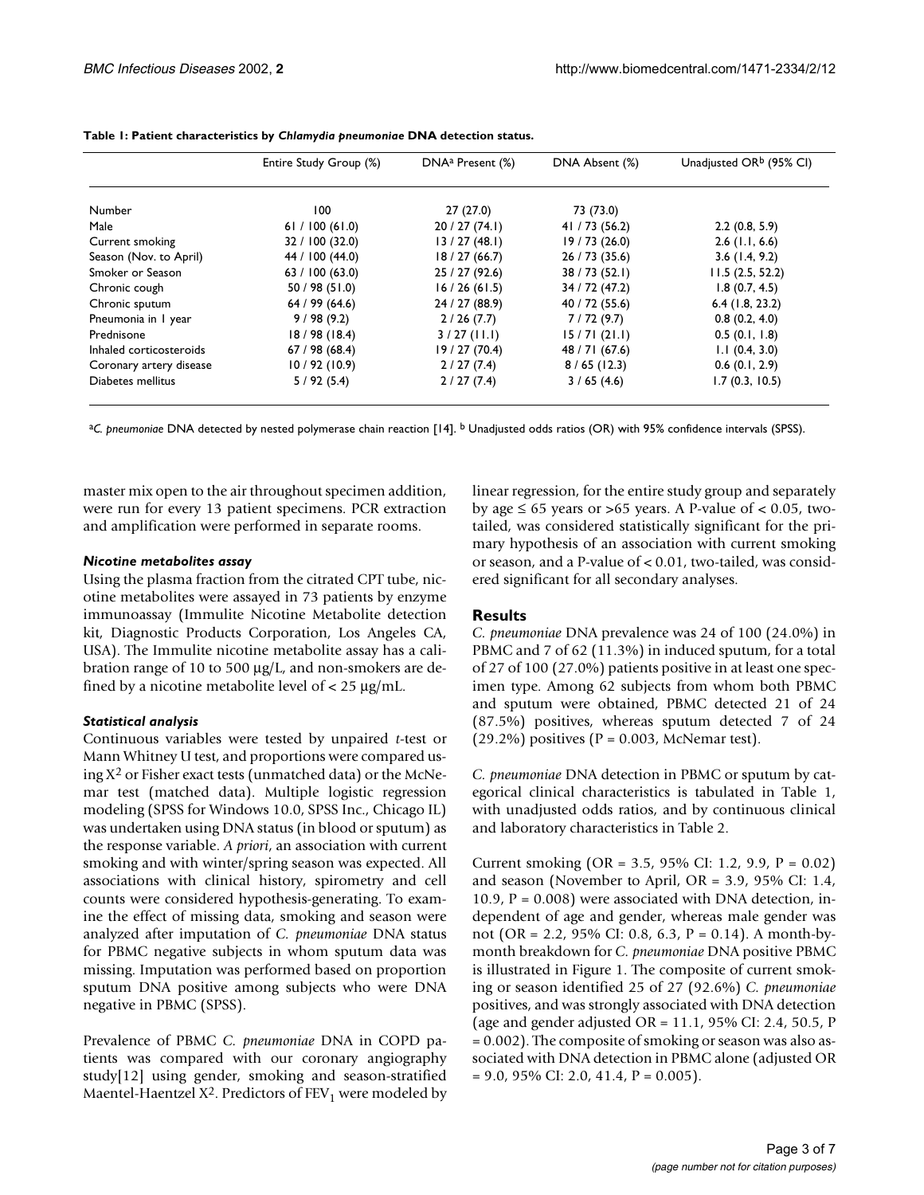**Table 1: Patient characteristics by *Chlamydia pneumoniae* DNA detection status.**

| | Entire Study Group (%) | DNA[a] Present (%) | DNA Absent (%) | Unadjusted OR[b] (95% CI) |
| --- | --- | --- | --- | --- |
| Number | 100 | 27 (27.0) | 73 (73.0) | |
| Male | 61 / 100 (61.0) | 20 / 27 (74.1) | 41 / 73 (56.2) | 2.2 (0.8, 5.9) |
| Current smoking | 32 / 100 (32.0) | 13 / 27 (48.1) | 19 / 73 (26.0) | 2.6 (1.1, 6.6) |
| Season (Nov. to April) | 44 / 100 (44.0) | 18 / 27 (66.7) | 26 / 73 (35.6) | 3.6 (1.4, 9.2) |
| Smoker or Season | 63 / 100 (63.0) | 25 / 27 (92.6) | 38 / 73 (52.1) | 11.5 (2.5, 52.2) |
| Chronic cough | 50 / 98 (51.0) | 16 / 26 (61.5) | 34 / 72 (47.2) | 1.8 (0.7, 4.5) |
| Chronic sputum | 64 / 99 (64.6) | 24 / 27 (88.9) | 40 / 72 (55.6) | 6.4 (1.8, 23.2) |
| Pneumonia in 1 year | 9 / 98 (9.2) | 2 / 26 (7.7) | 7 / 72 (9.7) | 0.8 (0.2, 4.0) |
| Prednisone | 18 / 98 (18.4) | 3 / 27 (11.1) | 15 / 71 (21.1) | 0.5 (0.1, 1.8) |
| Inhaled corticosteroids | 67 / 98 (68.4) | 19 / 27 (70.4) | 48 / 71 (67.6) | 1.1 (0.4, 3.0) |
| Coronary artery disease | 10 / 92 (10.9) | 2 / 27 (7.4) | 8 / 65 (12.3) | 0.6 (0.1, 2.9) |
| Diabetes mellitus | 5 / 92 (5.4) | 2 / 27 (7.4) | 3 / 65 (4.6) | 1.7 (0.3, 10.5) |

[a] *C. pneumoniae* DNA detected by nested polymerase chain reaction [14]. [b] Unadjusted odds ratios (OR) with 95% confidence intervals (SPSS).

master mix open to the air throughout specimen addition, were run for every 13 patient specimens. PCR extraction and amplification were performed in separate rooms.

### *Nicotine metabolites assay*

Using the plasma fraction from the citrated CPT tube, nicotine metabolites were assayed in 73 patients by enzyme immunoassay (Immulite Nicotine Metabolite detection kit, Diagnostic Products Corporation, Los Angeles CA, USA). The Immulite nicotine metabolite assay has a calibration range of 10 to 500 μg/L, and non-smokers are defined by a nicotine metabolite level of < 25 μg/mL.

### *Statistical analysis*

Continuous variables were tested by unpaired *t*-test or Mann Whitney U test, and proportions were compared using $X^2$ or Fisher exact tests (unmatched data) or the McNemar test (matched data). Multiple logistic regression modeling (SPSS for Windows 10.0, SPSS Inc., Chicago IL) was undertaken using DNA status (in blood or sputum) as the response variable. *A priori*, an association with current smoking and with winter/spring season was expected. All associations with clinical history, spirometry and cell counts were considered hypothesis-generating. To examine the effect of missing data, smoking and season were analyzed after imputation of *C. pneumoniae* DNA status for PBMC negative subjects in whom sputum data was missing. Imputation was performed based on proportion sputum DNA positive among subjects who were DNA negative in PBMC (SPSS).

Prevalence of PBMC *C. pneumoniae* DNA in COPD patients was compared with our coronary angiography study[12] using gender, smoking and season-stratified Maentel-Haentzel $X^2$. Predictors of $FEV_1$ were modeled by linear regression, for the entire study group and separately by age ≤ 65 years or >65 years. A P-value of < 0.05, two-tailed, was considered statistically significant for the primary hypothesis of an association with current smoking or season, and a P-value of < 0.01, two-tailed, was considered significant for all secondary analyses.

## Results

*C. pneumoniae* DNA prevalence was 24 of 100 (24.0%) in PBMC and 7 of 62 (11.3%) in induced sputum, for a total of 27 of 100 (27.0%) patients positive in at least one specimen type. Among 62 subjects from whom both PBMC and sputum were obtained, PBMC detected 21 of 24 (87.5%) positives, whereas sputum detected 7 of 24 (29.2%) positives (P = 0.003, McNemar test).

*C. pneumoniae* DNA detection in PBMC or sputum by categorical clinical characteristics is tabulated in Table 1, with unadjusted odds ratios, and by continuous clinical and laboratory characteristics in Table 2.

Current smoking (OR = 3.5, 95% CI: 1.2, 9.9, P = 0.02) and season (November to April, OR = 3.9, 95% CI: 1.4, 10.9, P = 0.008) were associated with DNA detection, independent of age and gender, whereas male gender was not (OR = 2.2, 95% CI: 0.8, 6.3, P = 0.14). A month-by-month breakdown for *C. pneumoniae* DNA positive PBMC is illustrated in Figure 1. The composite of current smoking or season identified 25 of 27 (92.6%) *C. pneumoniae* positives, and was strongly associated with DNA detection (age and gender adjusted OR = 11.1, 95% CI: 2.4, 50.5, P = 0.002). The composite of smoking or season was also associated with DNA detection in PBMC alone (adjusted OR = 9.0, 95% CI: 2.0, 41.4, P = 0.005).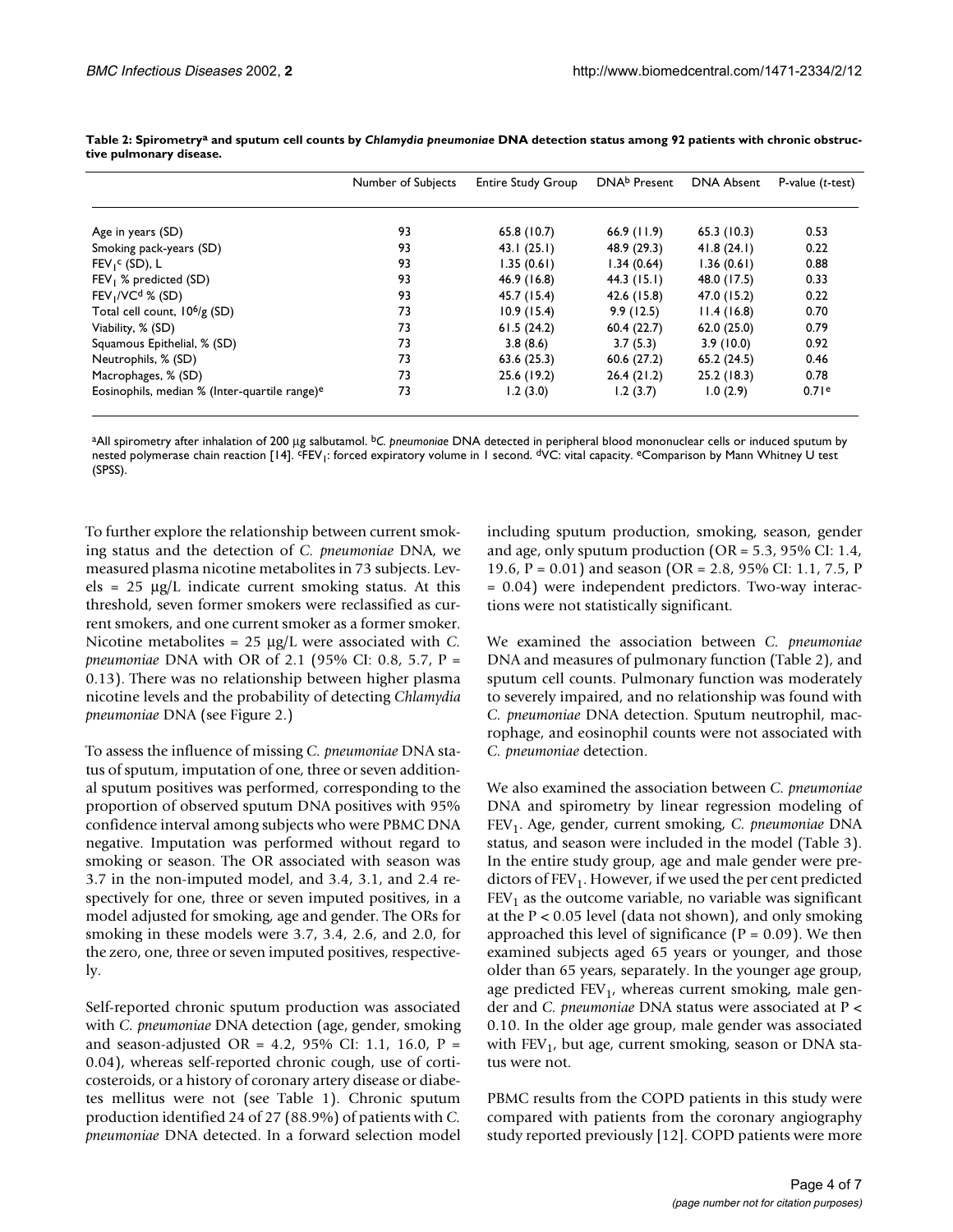**Table 2: Spirometry[a] and sputum cell counts by *Chlamydia pneumoniae* DNA detection status among 92 patients with chronic obstructive pulmonary disease.**

| | Number of Subjects | Entire Study Group | DNA[b] Present | DNA Absent | P-value (*t*-test) |
|---|---|---|---|---|---|
| Age in years (SD) | 93 | 65.8 (10.7) | 66.9 (11.9) | 65.3 (10.3) | 0.53 |
| Smoking pack-years (SD) | 93 | 43.1 (25.1) | 48.9 (29.3) | 41.8 (24.1) | 0.22 |
| $FEV_1$[c] (SD), L | 93 | 1.35 (0.61) | 1.34 (0.64) | 1.36 (0.61) | 0.88 |
| $FEV_1$ % predicted (SD) | 93 | 46.9 (16.8) | 44.3 (15.1) | 48.0 (17.5) | 0.33 |
| $FEV_1$/VC[d] % (SD) | 93 | 45.7 (15.4) | 42.6 (15.8) | 47.0 (15.2) | 0.22 |
| Total cell count, $10^6$/g (SD) | 73 | 10.9 (15.4) | 9.9 (12.5) | 11.4 (16.8) | 0.70 |
| Viability, % (SD) | 73 | 61.5 (24.2) | 60.4 (22.7) | 62.0 (25.0) | 0.79 |
| Squamous Epithelial, % (SD) | 73 | 3.8 (8.6) | 3.7 (5.3) | 3.9 (10.0) | 0.92 |
| Neutrophils, % (SD) | 73 | 63.6 (25.3) | 60.6 (27.2) | 65.2 (24.5) | 0.46 |
| Macrophages, % (SD) | 73 | 25.6 (19.2) | 26.4 (21.2) | 25.2 (18.3) | 0.78 |
| Eosinophils, median % (Inter-quartile range)[e] | 73 | 1.2 (3.0) | 1.2 (3.7) | 1.0 (2.9) | 0.71[e] |

[a]All spirometry after inhalation of 200 µg salbutamol. [b]*C. pneumoniae* DNA detected in peripheral blood mononuclear cells or induced sputum by nested polymerase chain reaction [14]. [c]$FEV_1$: forced expiratory volume in 1 second. [d]VC: vital capacity. [e]Comparison by Mann Whitney U test (SPSS).

To further explore the relationship between current smoking status and the detection of *C. pneumoniae* DNA, we measured plasma nicotine metabolites in 73 subjects. Levels = 25 µg/L indicate current smoking status. At this threshold, seven former smokers were reclassified as current smokers, and one current smoker as a former smoker. Nicotine metabolites = 25 µg/L were associated with *C. pneumoniae* DNA with OR of 2.1 (95% CI: 0.8, 5.7, P = 0.13). There was no relationship between higher plasma nicotine levels and the probability of detecting *Chlamydia pneumoniae* DNA (see Figure 2.)

To assess the influence of missing *C. pneumoniae* DNA status of sputum, imputation of one, three or seven additional sputum positives was performed, corresponding to the proportion of observed sputum DNA positives with 95% confidence interval among subjects who were PBMC DNA negative. Imputation was performed without regard to smoking or season. The OR associated with season was 3.7 in the non-imputed model, and 3.4, 3.1, and 2.4 respectively for one, three or seven imputed positives, in a model adjusted for smoking, age and gender. The ORs for smoking in these models were 3.7, 3.4, 2.6, and 2.0, for the zero, one, three or seven imputed positives, respectively.

Self-reported chronic sputum production was associated with *C. pneumoniae* DNA detection (age, gender, smoking and season-adjusted OR = 4.2, 95% CI: 1.1, 16.0, P = 0.04), whereas self-reported chronic cough, use of corticosteroids, or a history of coronary artery disease or diabetes mellitus were not (see Table 1). Chronic sputum production identified 24 of 27 (88.9%) of patients with *C. pneumoniae* DNA detected. In a forward selection model including sputum production, smoking, season, gender and age, only sputum production (OR = 5.3, 95% CI: 1.4, 19.6, P = 0.01) and season (OR = 2.8, 95% CI: 1.1, 7.5, P = 0.04) were independent predictors. Two-way interactions were not statistically significant.

We examined the association between *C. pneumoniae* DNA and measures of pulmonary function (Table 2), and sputum cell counts. Pulmonary function was moderately to severely impaired, and no relationship was found with *C. pneumoniae* DNA detection. Sputum neutrophil, macrophage, and eosinophil counts were not associated with *C. pneumoniae* detection.

We also examined the association between *C. pneumoniae* DNA and spirometry by linear regression modeling of $FEV_1$. Age, gender, current smoking, *C. pneumoniae* DNA status, and season were included in the model (Table 3). In the entire study group, age and male gender were predictors of $FEV_1$. However, if we used the per cent predicted $FEV_1$ as the outcome variable, no variable was significant at the $P < 0.05$ level (data not shown), and only smoking approached this level of significance (P = 0.09). We then examined subjects aged 65 years or younger, and those older than 65 years, separately. In the younger age group, age predicted $FEV_1$, whereas current smoking, male gender and *C. pneumoniae* DNA status were associated at $P < 0.10$. In the older age group, male gender was associated with $FEV_1$, but age, current smoking, season or DNA status were not.

PBMC results from the COPD patients in this study were compared with patients from the coronary angiography study reported previously [12]. COPD patients were more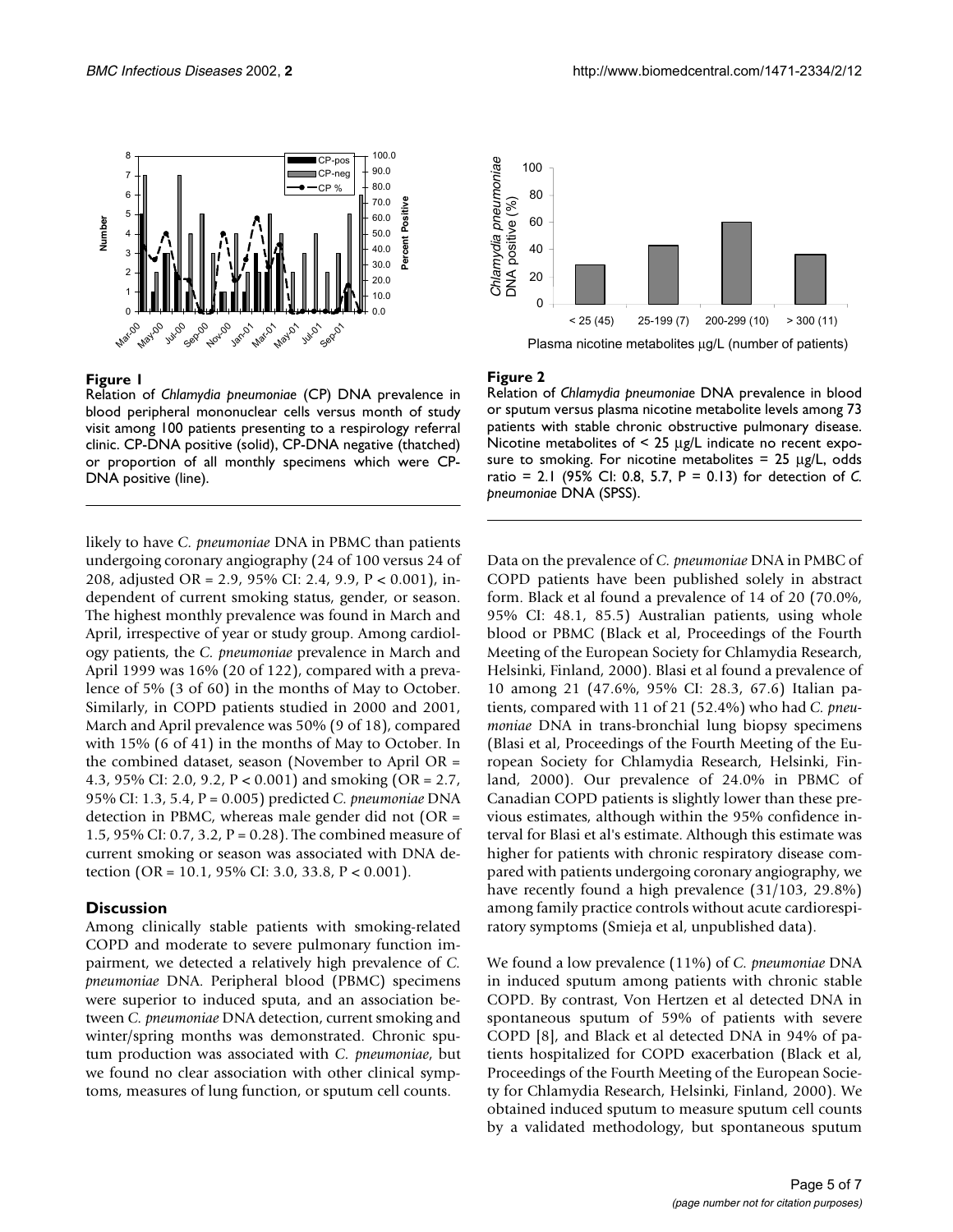**Figure 1**

Relation of *Chlamydia pneumoniae* (CP) DNA prevalence in blood peripheral mononuclear cells versus month of study visit among 100 patients presenting to a respirology referral clinic. CP-DNA positive (solid), CP-DNA negative (thatched) or proportion of all monthly specimens which were CP-DNA positive (line).

**Figure 2**

Relation of *Chlamydia pneumoniae* DNA prevalence in blood or sputum versus plasma nicotine metabolite levels among 73 patients with stable chronic obstructive pulmonary disease. Nicotine metabolites of < 25 μg/L indicate no recent exposure to smoking. For nicotine metabolites = 25 μg/L, odds ratio = 2.1 (95% CI: 0.8, 5.7, P = 0.13) for detection of *C. pneumoniae* DNA (SPSS).

likely to have *C. pneumoniae* DNA in PBMC than patients undergoing coronary angiography (24 of 100 versus 24 of 208, adjusted OR = 2.9, 95% CI: 2.4, 9.9, P < 0.001), independent of current smoking status, gender, or season. The highest monthly prevalence was found in March and April, irrespective of year or study group. Among cardiology patients, the *C. pneumoniae* prevalence in March and April 1999 was 16% (20 of 122), compared with a prevalence of 5% (3 of 60) in the months of May to October. Similarly, in COPD patients studied in 2000 and 2001, March and April prevalence was 50% (9 of 18), compared with 15% (6 of 41) in the months of May to October. In the combined dataset, season (November to April OR = 4.3, 95% CI: 2.0, 9.2, P < 0.001) and smoking (OR = 2.7, 95% CI: 1.3, 5.4, P = 0.005) predicted *C. pneumoniae* DNA detection in PBMC, whereas male gender did not (OR = 1.5, 95% CI: 0.7, 3.2, P = 0.28). The combined measure of current smoking or season was associated with DNA detection (OR = 10.1, 95% CI: 3.0, 33.8, P < 0.001).

## Discussion

Among clinically stable patients with smoking-related COPD and moderate to severe pulmonary function impairment, we detected a relatively high prevalence of *C. pneumoniae* DNA. Peripheral blood (PBMC) specimens were superior to induced sputa, and an association between *C. pneumoniae* DNA detection, current smoking and winter/spring months was demonstrated. Chronic sputum production was associated with *C. pneumoniae*, but we found no clear association with other clinical symptoms, measures of lung function, or sputum cell counts.

Data on the prevalence of *C. pneumoniae* DNA in PMBC of COPD patients have been published solely in abstract form. Black et al found a prevalence of 14 of 20 (70.0%, 95% CI: 48.1, 85.5) Australian patients, using whole blood or PBMC (Black et al, Proceedings of the Fourth Meeting of the European Society for Chlamydia Research, Helsinki, Finland, 2000). Blasi et al found a prevalence of 10 among 21 (47.6%, 95% CI: 28.3, 67.6) Italian patients, compared with 11 of 21 (52.4%) who had *C. pneumoniae* DNA in trans-bronchial lung biopsy specimens (Blasi et al, Proceedings of the Fourth Meeting of the European Society for Chlamydia Research, Helsinki, Finland, 2000). Our prevalence of 24.0% in PBMC of Canadian COPD patients is slightly lower than these previous estimates, although within the 95% confidence interval for Blasi et al's estimate. Although this estimate was higher for patients with chronic respiratory disease compared with patients undergoing coronary angiography, we have recently found a high prevalence (31/103, 29.8%) among family practice controls without acute cardiorespiratory symptoms (Smieja et al, unpublished data).

We found a low prevalence (11%) of *C. pneumoniae* DNA in induced sputum among patients with chronic stable COPD. By contrast, Von Hertzen et al detected DNA in spontaneous sputum of 59% of patients with severe COPD [8], and Black et al detected DNA in 94% of patients hospitalized for COPD exacerbation (Black et al, Proceedings of the Fourth Meeting of the European Society for Chlamydia Research, Helsinki, Finland, 2000). We obtained induced sputum to measure sputum cell counts by a validated methodology, but spontaneous sputum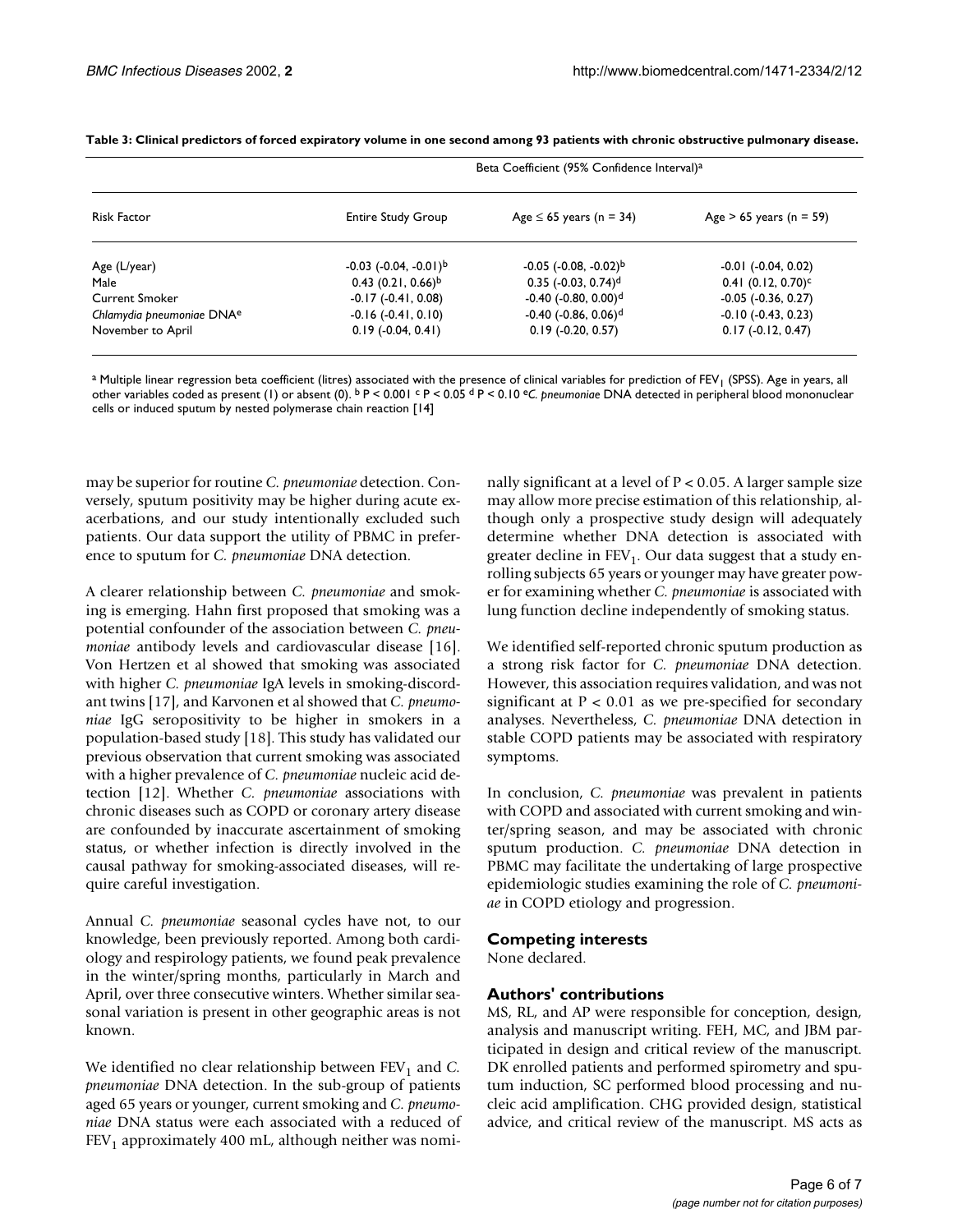**Table 3: Clinical predictors of forced expiratory volume in one second among 93 patients with chronic obstructive pulmonary disease.**

| | Beta Coefficient (95% Confidence Interval)[a] | | |
|---|---|---|---|
| Risk Factor | Entire Study Group | Age ≤ 65 years (n = 34) | Age > 65 years (n = 59) |
| Age (L/year) | -0.03 (-0.04, -0.01)[b] | -0.05 (-0.08, -0.02)[b] | -0.01 (-0.04, 0.02) |
| Male | 0.43 (0.21, 0.66)[b] | 0.35 (-0.03, 0.74)[d] | 0.41 (0.12, 0.70)[c] |
| Current Smoker | -0.17 (-0.41, 0.08) | -0.40 (-0.80, 0.00)[d] | -0.05 (-0.36, 0.27) |
| *Chlamydia pneumoniae* DNA[e] | -0.16 (-0.41, 0.10) | -0.40 (-0.86, 0.06)[d] | -0.10 (-0.43, 0.23) |
| November to April | 0.19 (-0.04, 0.41) | 0.19 (-0.20, 0.57) | 0.17 (-0.12, 0.47) |

[a] Multiple linear regression beta coefficient (litres) associated with the presence of clinical variables for prediction of $FEV_1$ (SPSS). Age in years, all other variables coded as present (1) or absent (0). [b] $P < 0.001$ [c] $P < 0.05$ [d] $P < 0.10$ [e] *C. pneumoniae* DNA detected in peripheral blood mononuclear cells or induced sputum by nested polymerase chain reaction [14]

may be superior for routine *C. pneumoniae* detection. Conversely, sputum positivity may be higher during acute exacerbations, and our study intentionally excluded such patients. Our data support the utility of PBMC in preference to sputum for *C. pneumoniae* DNA detection.

A clearer relationship between *C. pneumoniae* and smoking is emerging. Hahn first proposed that smoking was a potential confounder of the association between *C. pneumoniae* antibody levels and cardiovascular disease [16]. Von Hertzen et al showed that smoking was associated with higher *C. pneumoniae* IgA levels in smoking-discordant twins [17], and Karvonen et al showed that *C. pneumoniae* IgG seropositivity to be higher in smokers in a population-based study [18]. This study has validated our previous observation that current smoking was associated with a higher prevalence of *C. pneumoniae* nucleic acid detection [12]. Whether *C. pneumoniae* associations with chronic diseases such as COPD or coronary artery disease are confounded by inaccurate ascertainment of smoking status, or whether infection is directly involved in the causal pathway for smoking-associated diseases, will require careful investigation.

Annual *C. pneumoniae* seasonal cycles have not, to our knowledge, been previously reported. Among both cardiology and respirology patients, we found peak prevalence in the winter/spring months, particularly in March and April, over three consecutive winters. Whether similar seasonal variation is present in other geographic areas is not known.

We identified no clear relationship between $FEV_1$ and *C. pneumoniae* DNA detection. In the sub-group of patients aged 65 years or younger, current smoking and *C. pneumoniae* DNA status were each associated with a reduced of $FEV_1$ approximately 400 mL, although neither was nominally significant at a level of $P < 0.05$. A larger sample size may allow more precise estimation of this relationship, although only a prospective study design will adequately determine whether DNA detection is associated with greater decline in $FEV_1$. Our data suggest that a study enrolling subjects 65 years or younger may have greater power for examining whether *C. pneumoniae* is associated with lung function decline independently of smoking status.

We identified self-reported chronic sputum production as a strong risk factor for *C. pneumoniae* DNA detection. However, this association requires validation, and was not significant at $P < 0.01$ as we pre-specified for secondary analyses. Nevertheless, *C. pneumoniae* DNA detection in stable COPD patients may be associated with respiratory symptoms.

In conclusion, *C. pneumoniae* was prevalent in patients with COPD and associated with current smoking and winter/spring season, and may be associated with chronic sputum production. *C. pneumoniae* DNA detection in PBMC may facilitate the undertaking of large prospective epidemiologic studies examining the role of *C. pneumoniae* in COPD etiology and progression.

## Competing interests

None declared.

## Authors' contributions

MS, RL, and AP were responsible for conception, design, analysis and manuscript writing. FEH, MC, and JBM participated in design and critical review of the manuscript. DK enrolled patients and performed spirometry and sputum induction, SC performed blood processing and nucleic acid amplification. CHG provided design, statistical advice, and critical review of the manuscript. MS acts as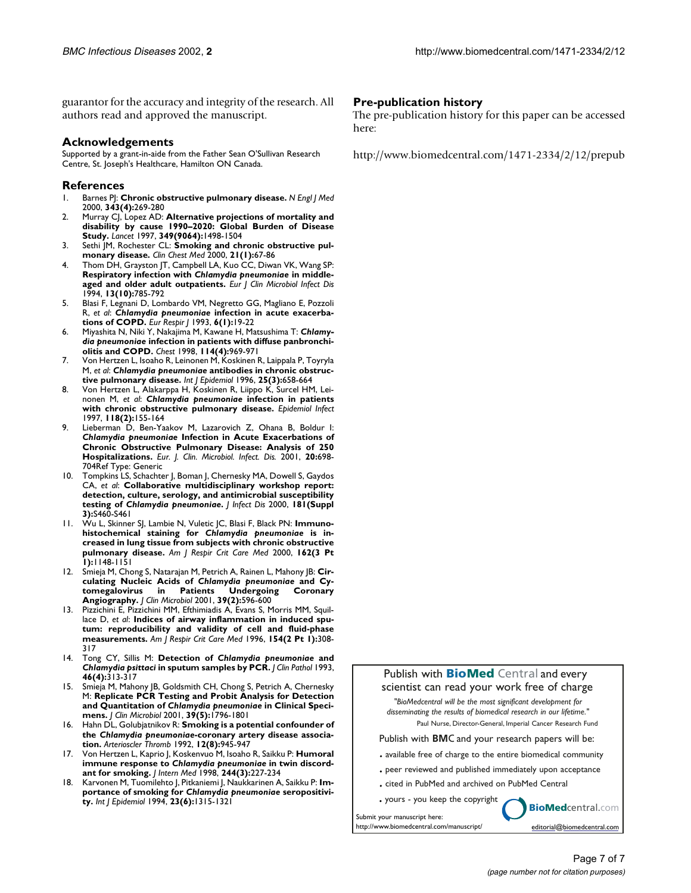guarantor for the accuracy and integrity of the research. All authors read and approved the manuscript.

## Acknowledgements

Supported by a grant-in-aide from the Father Sean O'Sullivan Research Centre, St. Joseph's Healthcare, Hamilton ON Canada.

## References

1. Barnes PJ: **Chronic obstructive pulmonary disease.** *N Engl J Med* 2000, **343(4):**269-280
2. Murray CJ, Lopez AD: **Alternative projections of mortality and disability by cause 1990–2020: Global Burden of Disease Study.** *Lancet* 1997, **349(9064):**1498-1504
3. Sethi JM, Rochester CL: **Smoking and chronic obstructive pulmonary disease.** *Clin Chest Med* 2000, **21(1):**67-86
4. Thom DH, Grayston JT, Campbell LA, Kuo CC, Diwan VK, Wang SP: **Respiratory infection with *Chlamydia pneumoniae* in middle-aged and older adult outpatients.** *Eur J Clin Microbiol Infect Dis* 1994, **13(10):**785-792
5. Blasi F, Legnani D, Lombardo VM, Negretto GG, Magliano E, Pozzoli R, *et al*: ***Chlamydia pneumoniae* infection in acute exacerbations of COPD.** *Eur Respir J* 1993, **6(1):**19-22
6. Miyashita N, Niki Y, Nakajima M, Kawane H, Matsushima T: ***Chlamydia pneumoniae* infection in patients with diffuse panbronchiolitis and COPD.** *Chest* 1998, **114(4):**969-971
7. Von Hertzen L, Isoaho R, Leinonen M, Koskinen R, Laippala P, Toyryla M, *et al*: ***Chlamydia pneumoniae* antibodies in chronic obstructive pulmonary disease.** *Int J Epidemiol* 1996, **25(3):**658-664
8. Von Hertzen L, Alakarppa H, Koskinen R, Liippo K, Surcel HM, Leinonen M, *et al*: ***Chlamydia pneumoniae* infection in patients with chronic obstructive pulmonary disease.** *Epidemiol Infect* 1997, **118(2):**155-164
9. Lieberman D, Ben-Yaakov M, Lazarovich Z, Ohana B, Boldur I: ***Chlamydia pneumoniae* Infection in Acute Exacerbations of Chronic Obstructive Pulmonary Disease: Analysis of 250 Hospitalizations.** *Eur. J. Clin. Microbiol. Infect. Dis.* 2001, **20:**698-704Ref Type: Generic
10. Tompkins LS, Schachter J, Boman J, Chernesky MA, Dowell S, Gaydos CA, *et al*: **Collaborative multidisciplinary workshop report: detection, culture, serology, and antimicrobial susceptibility testing of *Chlamydia pneumoniae*.** *J Infect Dis* 2000, **181(Suppl 3):**S460-S461
11. Wu L, Skinner SJ, Lambie N, Vuletic JC, Blasi F, Black PN: **Immunohistochemical staining for *Chlamydia pneumoniae* is increased in lung tissue from subjects with chronic obstructive pulmonary disease.** *Am J Respir Crit Care Med* 2000, **162(3 Pt 1):**1148-1151
12. Smieja M, Chong S, Natarajan M, Petrich A, Rainen L, Mahony JB: **Circulating Nucleic Acids of *Chlamydia pneumoniae* and Cytomegalovirus in Patients Undergoing Coronary Angiography.** *J Clin Microbiol* 2001, **39(2):**596-600
13. Pizzichini E, Pizzichini MM, Efthimiadis A, Evans S, Morris MM, Squillace D, *et al*: **Indices of airway inflammation in induced sputum: reproducibility and validity of cell and fluid-phase measurements.** *Am J Respir Crit Care Med* 1996, **154(2 Pt 1):**308-317
14. Tong CY, Sillis M: **Detection of *Chlamydia pneumoniae* and *Chlamydia psittaci* in sputum samples by PCR.** *J Clin Pathol* 1993, **46(4):**313-317
15. Smieja M, Mahony JB, Goldsmith CH, Chong S, Petrich A, Chernesky M: **Replicate PCR Testing and Probit Analysis for Detection and Quantitation of *Chlamydia pneumoniae* in Clinical Specimens.** *J Clin Microbiol* 2001, **39(5):**1796-1801
16. Hahn DL, Golubjatnikov R: **Smoking is a potential confounder of the *Chlamydia pneumoniae*-coronary artery disease association.** *Arterioscler Thromb* 1992, **12(8):**945-947
17. Von Hertzen L, Kaprio J, Koskenvuo M, Isoaho R, Saikku P: **Humoral immune response to *Chlamydia pneumoniae* in twin discordant for smoking.** *J Intern Med* 1998, **244(3):**227-234
18. Karvonen M, Tuomilehto J, Pitkaniemi J, Naukkarinen A, Saikku P: **Importance of smoking for *Chlamydia pneumoniae* seropositivity.** *Int J Epidemiol* 1994, **23(6):**1315-1321

## Pre-publication history

The pre-publication history for this paper can be accessed here:

http://www.biomedcentral.com/1471-2334/2/12/prepub

Publish with **BioMed** Central and every scientist can read your work free of charge

*"BioMedcentral will be the most significant development for disseminating the results of biomedical research in our lifetime."*

Paul Nurse, Director-General, Imperial Cancer Research Fund

Publish with **BMC** and your research papers will be:

- available free of charge to the entire biomedical community
- peer reviewed and published immediately upon acceptance
- cited in PubMed and archived on PubMed Central
- yours - you keep the copyright

**BioMed**central.com

Submit your manuscript here:
http://www.biomedcentral.com/manuscript/

editorial@biomedcentral.com